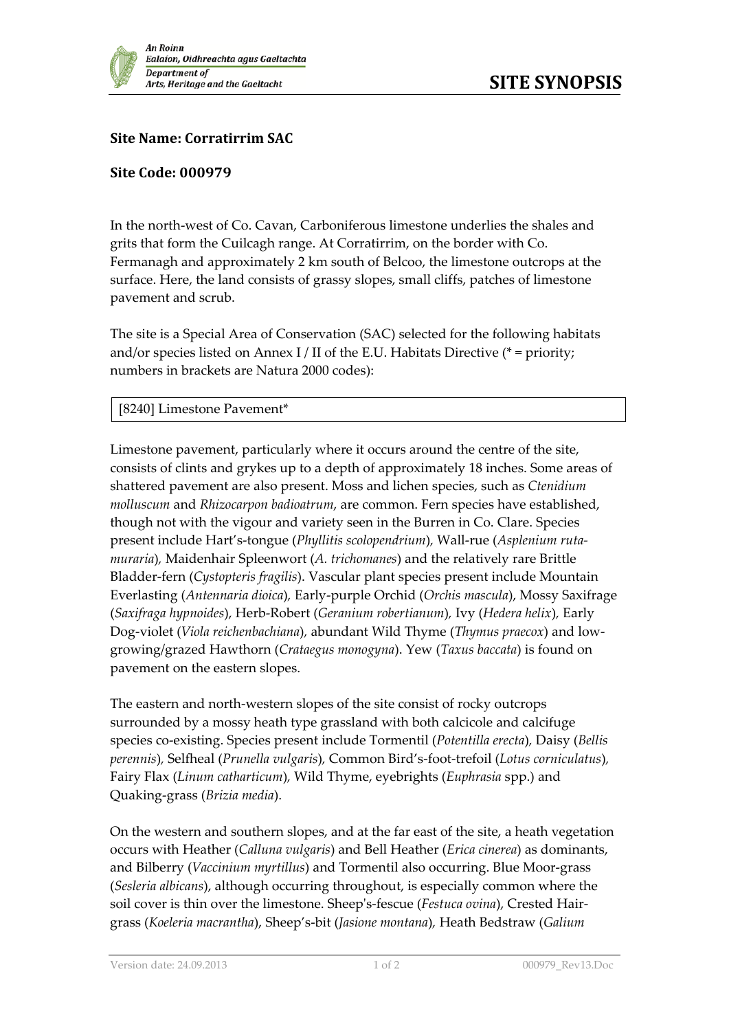An Roinn
Ealaíon, Oidhreachta agus Gaeltachta
Department of
Arts, Heritage and the Gaeltacht

# SITE SYNOPSIS

**Site Name: Corratirrim SAC**

**Site Code: 000979**

In the north-west of Co. Cavan, Carboniferous limestone underlies the shales and grits that form the Cuilcagh range. At Corratirrim, on the border with Co. Fermanagh and approximately 2 km south of Belcoo, the limestone outcrops at the surface. Here, the land consists of grassy slopes, small cliffs, patches of limestone pavement and scrub.

The site is a Special Area of Conservation (SAC) selected for the following habitats and/or species listed on Annex I / II of the E.U. Habitats Directive (* = priority; numbers in brackets are Natura 2000 codes):

| [8240] Limestone Pavement* |
|---|

Limestone pavement, particularly where it occurs around the centre of the site, consists of clints and grykes up to a depth of approximately 18 inches. Some areas of shattered pavement are also present. Moss and lichen species, such as *Ctenidium molluscum* and *Rhizocarpon badioatrum*, are common. Fern species have established, though not with the vigour and variety seen in the Burren in Co. Clare. Species present include Hart's-tongue (*Phyllitis scolopendrium*), Wall-rue (*Asplenium ruta-muraria*), Maidenhair Spleenwort (*A. trichomanes*) and the relatively rare Brittle Bladder-fern (*Cystopteris fragilis*). Vascular plant species present include Mountain Everlasting (*Antennaria dioica*), Early-purple Orchid (*Orchis mascula*), Mossy Saxifrage (*Saxifraga hypnoides*), Herb-Robert (*Geranium robertianum*), Ivy (*Hedera helix*), Early Dog-violet (*Viola reichenbachiana*), abundant Wild Thyme (*Thymus praecox*) and low-growing/grazed Hawthorn (*Crataegus monogyna*). Yew (*Taxus baccata*) is found on pavement on the eastern slopes.

The eastern and north-western slopes of the site consist of rocky outcrops surrounded by a mossy heath type grassland with both calcicole and calcifuge species co-existing. Species present include Tormentil (*Potentilla erecta*), Daisy (*Bellis perennis*), Selfheal (*Prunella vulgaris*), Common Bird's-foot-trefoil (*Lotus corniculatus*), Fairy Flax (*Linum catharticum*), Wild Thyme, eyebrights (*Euphrasia* spp.) and Quaking-grass (*Brizia media*).

On the western and southern slopes, and at the far east of the site, a heath vegetation occurs with Heather (*Calluna vulgaris*) and Bell Heather (*Erica cinerea*) as dominants, and Bilberry (*Vaccinium myrtillus*) and Tormentil also occurring. Blue Moor-grass (*Sesleria albicans*), although occurring throughout, is especially common where the soil cover is thin over the limestone. Sheep's-fescue (*Festuca ovina*), Crested Hair-grass (*Koeleria macrantha*), Sheep's-bit (*Jasione montana*), Heath Bedstraw (*Galium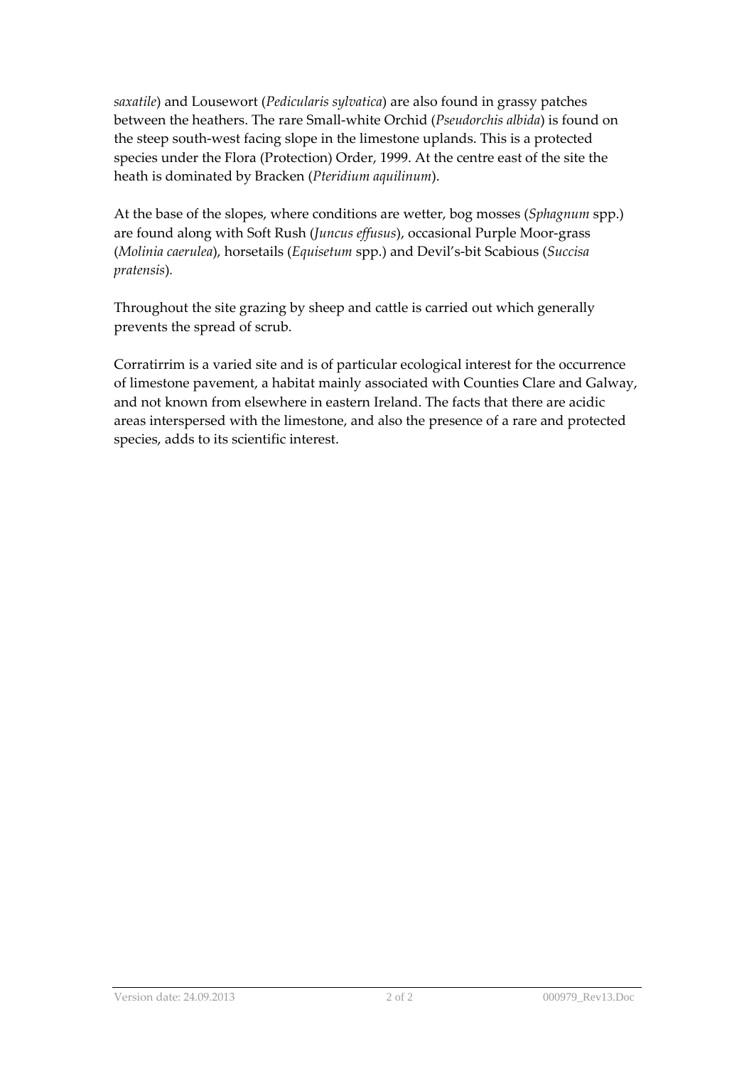*saxatile*) and Lousewort (*Pedicularis sylvatica*) are also found in grassy patches between the heathers. The rare Small-white Orchid (*Pseudorchis albida*) is found on the steep south-west facing slope in the limestone uplands. This is a protected species under the Flora (Protection) Order, 1999. At the centre east of the site the heath is dominated by Bracken (*Pteridium aquilinum*).

At the base of the slopes, where conditions are wetter, bog mosses (*Sphagnum* spp.) are found along with Soft Rush (*Juncus effusus*), occasional Purple Moor-grass (*Molinia caerulea*), horsetails (*Equisetum* spp.) and Devil's-bit Scabious (*Succisa pratensis*).

Throughout the site grazing by sheep and cattle is carried out which generally prevents the spread of scrub.

Corratirrim is a varied site and is of particular ecological interest for the occurrence of limestone pavement, a habitat mainly associated with Counties Clare and Galway, and not known from elsewhere in eastern Ireland. The facts that there are acidic areas interspersed with the limestone, and also the presence of a rare and protected species, adds to its scientific interest.